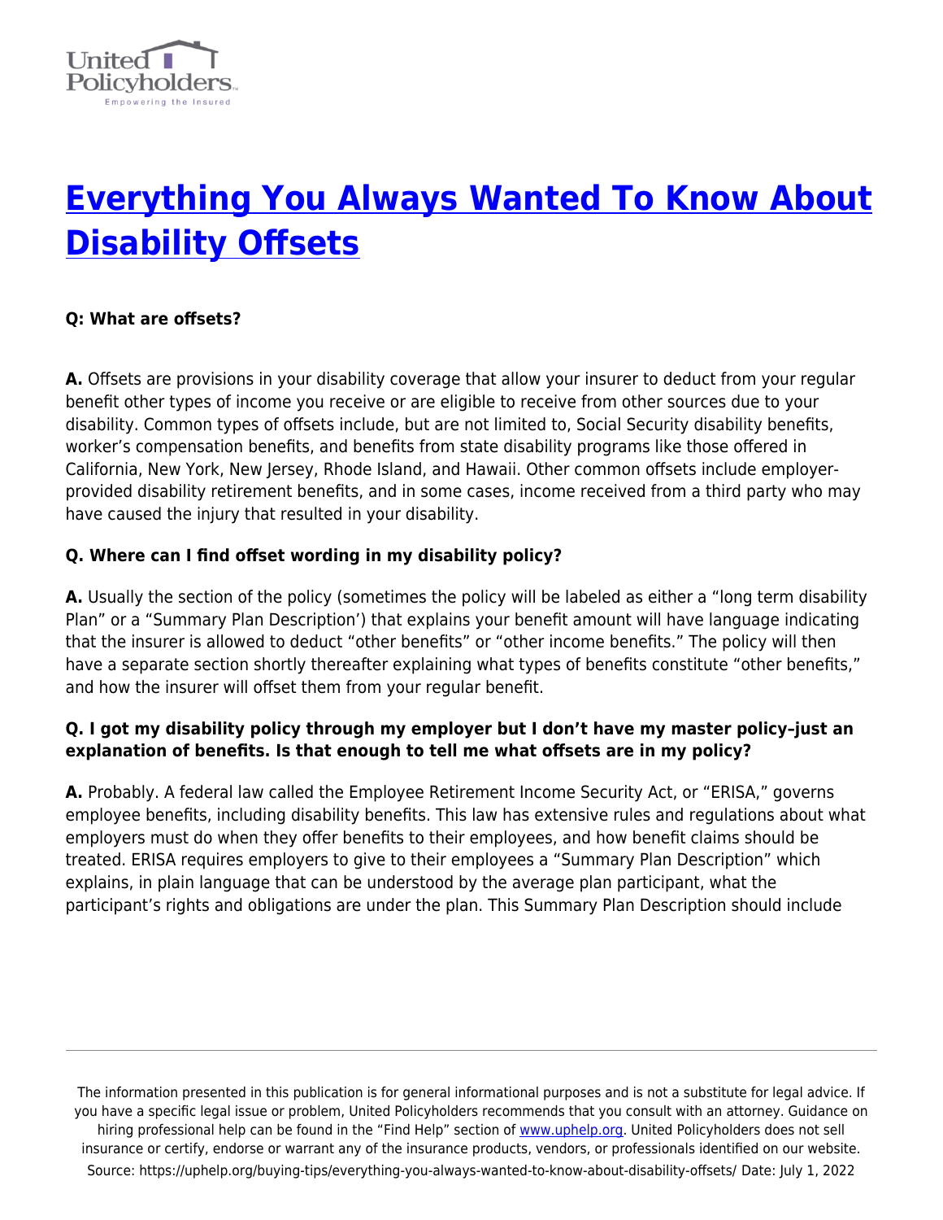# [Everything You Always Wanted To Know About Disability Offsets](https://uphelp.org/buying-tips/everything-you-always-wanted-to-know-about-disability-offsets/)

**Q: What are offsets?**

**A.** Offsets are provisions in your disability coverage that allow your insurer to deduct from your regular benefit other types of income you receive or are eligible to receive from other sources due to your disability. Common types of offsets include, but are not limited to, Social Security disability benefits, worker's compensation benefits, and benefits from state disability programs like those offered in California, New York, New Jersey, Rhode Island, and Hawaii. Other common offsets include employer-provided disability retirement benefits, and in some cases, income received from a third party who may have caused the injury that resulted in your disability.

**Q. Where can I find offset wording in my disability policy?**

**A.** Usually the section of the policy (sometimes the policy will be labeled as either a "long term disability Plan" or a "Summary Plan Description') that explains your benefit amount will have language indicating that the insurer is allowed to deduct "other benefits" or "other income benefits." The policy will then have a separate section shortly thereafter explaining what types of benefits constitute "other benefits," and how the insurer will offset them from your regular benefit.

**Q. I got my disability policy through my employer but I don't have my master policy–just an explanation of benefits. Is that enough to tell me what offsets are in my policy?**

**A.** Probably. A federal law called the Employee Retirement Income Security Act, or "ERISA," governs employee benefits, including disability benefits. This law has extensive rules and regulations about what employers must do when they offer benefits to their employees, and how benefit claims should be treated. ERISA requires employers to give to their employees a "Summary Plan Description" which explains, in plain language that can be understood by the average plan participant, what the participant's rights and obligations are under the plan. This Summary Plan Description should include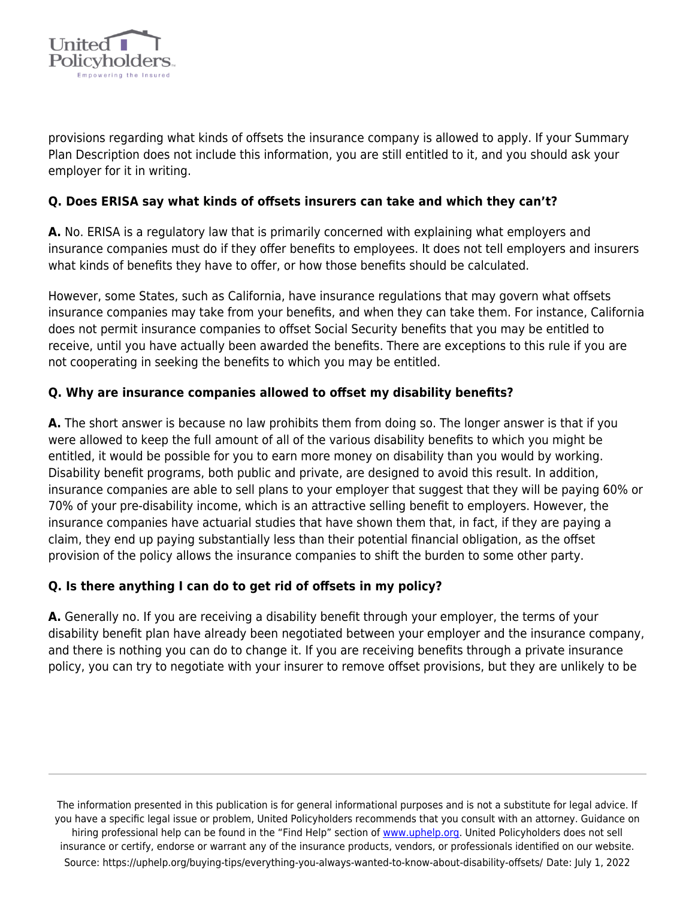provisions regarding what kinds of offsets the insurance company is allowed to apply. If your Summary Plan Description does not include this information, you are still entitled to it, and you should ask your employer for it in writing.

**Q. Does ERISA say what kinds of offsets insurers can take and which they can't?**

**A.** No. ERISA is a regulatory law that is primarily concerned with explaining what employers and insurance companies must do if they offer benefits to employees. It does not tell employers and insurers what kinds of benefits they have to offer, or how those benefits should be calculated.

However, some States, such as California, have insurance regulations that may govern what offsets insurance companies may take from your benefits, and when they can take them. For instance, California does not permit insurance companies to offset Social Security benefits that you may be entitled to receive, until you have actually been awarded the benefits. There are exceptions to this rule if you are not cooperating in seeking the benefits to which you may be entitled.

**Q. Why are insurance companies allowed to offset my disability benefits?**

**A.** The short answer is because no law prohibits them from doing so. The longer answer is that if you were allowed to keep the full amount of all of the various disability benefits to which you might be entitled, it would be possible for you to earn more money on disability than you would by working. Disability benefit programs, both public and private, are designed to avoid this result. In addition, insurance companies are able to sell plans to your employer that suggest that they will be paying 60% or 70% of your pre-disability income, which is an attractive selling benefit to employers. However, the insurance companies have actuarial studies that have shown them that, in fact, if they are paying a claim, they end up paying substantially less than their potential financial obligation, as the offset provision of the policy allows the insurance companies to shift the burden to some other party.

**Q. Is there anything I can do to get rid of offsets in my policy?**

**A.** Generally no. If you are receiving a disability benefit through your employer, the terms of your disability benefit plan have already been negotiated between your employer and the insurance company, and there is nothing you can do to change it. If you are receiving benefits through a private insurance policy, you can try to negotiate with your insurer to remove offset provisions, but they are unlikely to be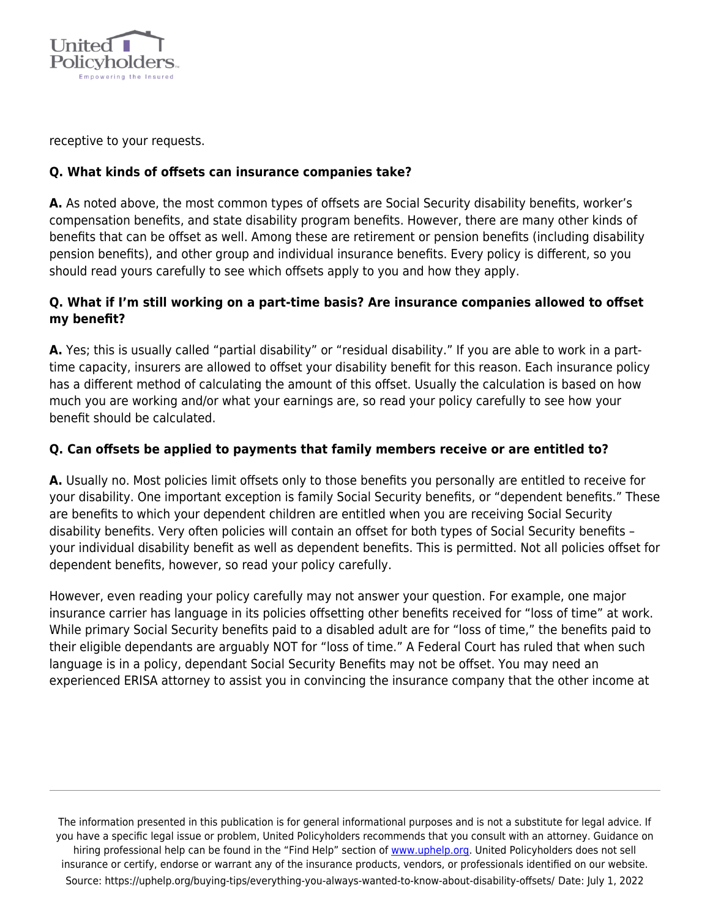receptive to your requests.

**Q. What kinds of offsets can insurance companies take?**

**A.** As noted above, the most common types of offsets are Social Security disability benefits, worker's compensation benefits, and state disability program benefits. However, there are many other kinds of benefits that can be offset as well. Among these are retirement or pension benefits (including disability pension benefits), and other group and individual insurance benefits. Every policy is different, so you should read yours carefully to see which offsets apply to you and how they apply.

**Q. What if I'm still working on a part-time basis? Are insurance companies allowed to offset my benefit?**

**A.** Yes; this is usually called "partial disability" or "residual disability." If you are able to work in a part-time capacity, insurers are allowed to offset your disability benefit for this reason. Each insurance policy has a different method of calculating the amount of this offset. Usually the calculation is based on how much you are working and/or what your earnings are, so read your policy carefully to see how your benefit should be calculated.

**Q. Can offsets be applied to payments that family members receive or are entitled to?**

**A.** Usually no. Most policies limit offsets only to those benefits you personally are entitled to receive for your disability. One important exception is family Social Security benefits, or "dependent benefits." These are benefits to which your dependent children are entitled when you are receiving Social Security disability benefits. Very often policies will contain an offset for both types of Social Security benefits – your individual disability benefit as well as dependent benefits. This is permitted. Not all policies offset for dependent benefits, however, so read your policy carefully.

However, even reading your policy carefully may not answer your question. For example, one major insurance carrier has language in its policies offsetting other benefits received for "loss of time" at work. While primary Social Security benefits paid to a disabled adult are for "loss of time," the benefits paid to their eligible dependants are arguably NOT for "loss of time." A Federal Court has ruled that when such language is in a policy, dependant Social Security Benefits may not be offset. You may need an experienced ERISA attorney to assist you in convincing the insurance company that the other income at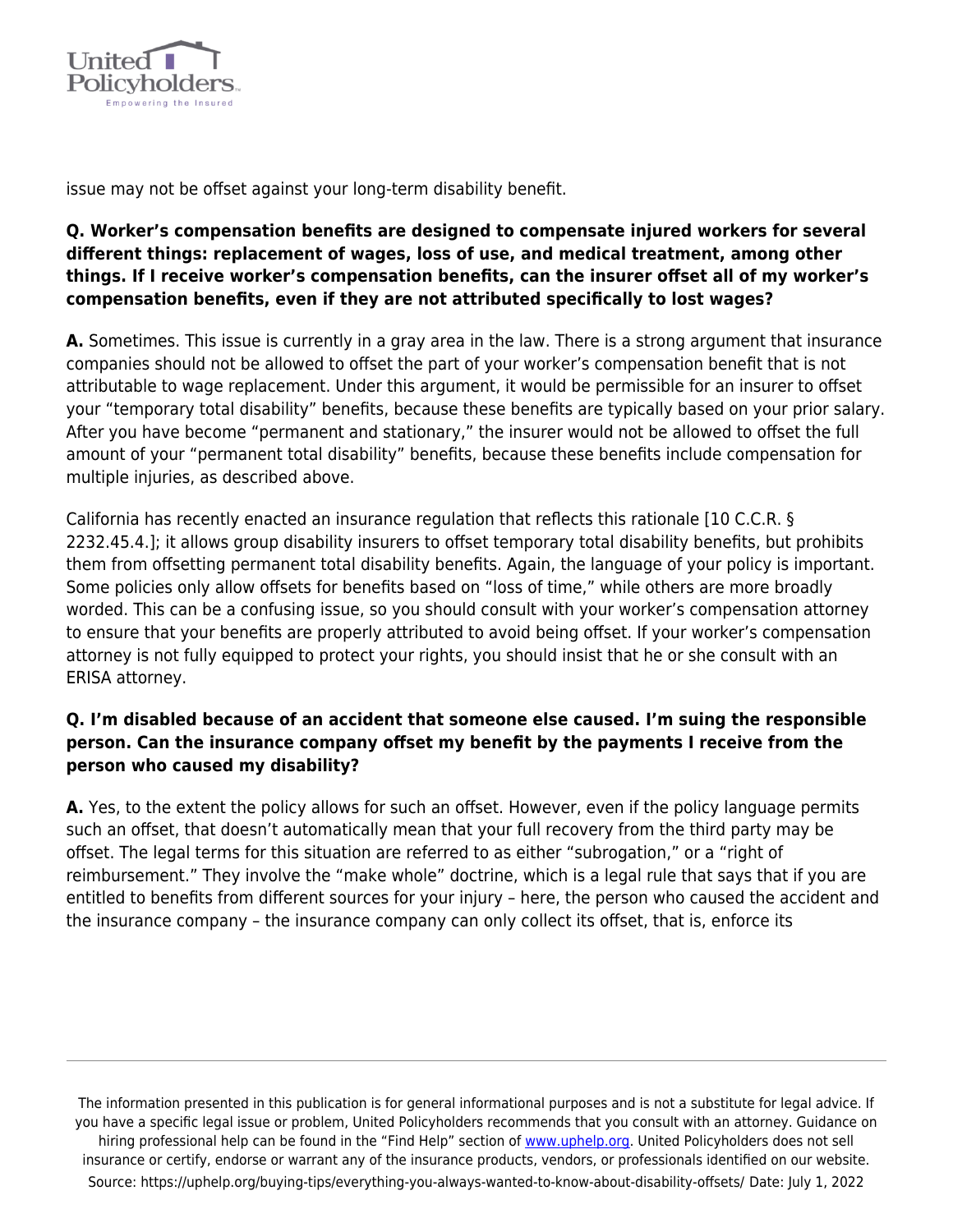issue may not be offset against your long-term disability benefit.

**Q. Worker's compensation benefits are designed to compensate injured workers for several different things: replacement of wages, loss of use, and medical treatment, among other things. If I receive worker's compensation benefits, can the insurer offset all of my worker's compensation benefits, even if they are not attributed specifically to lost wages?**

**A.** Sometimes. This issue is currently in a gray area in the law. There is a strong argument that insurance companies should not be allowed to offset the part of your worker's compensation benefit that is not attributable to wage replacement. Under this argument, it would be permissible for an insurer to offset your "temporary total disability" benefits, because these benefits are typically based on your prior salary. After you have become "permanent and stationary," the insurer would not be allowed to offset the full amount of your "permanent total disability" benefits, because these benefits include compensation for multiple injuries, as described above.

California has recently enacted an insurance regulation that reflects this rationale [10 C.C.R. § 2232.45.4.]; it allows group disability insurers to offset temporary total disability benefits, but prohibits them from offsetting permanent total disability benefits. Again, the language of your policy is important. Some policies only allow offsets for benefits based on "loss of time," while others are more broadly worded. This can be a confusing issue, so you should consult with your worker's compensation attorney to ensure that your benefits are properly attributed to avoid being offset. If your worker's compensation attorney is not fully equipped to protect your rights, you should insist that he or she consult with an ERISA attorney.

**Q. I'm disabled because of an accident that someone else caused. I'm suing the responsible person. Can the insurance company offset my benefit by the payments I receive from the person who caused my disability?**

**A.** Yes, to the extent the policy allows for such an offset. However, even if the policy language permits such an offset, that doesn't automatically mean that your full recovery from the third party may be offset. The legal terms for this situation are referred to as either "subrogation," or a "right of reimbursement." They involve the "make whole" doctrine, which is a legal rule that says that if you are entitled to benefits from different sources for your injury – here, the person who caused the accident and the insurance company – the insurance company can only collect its offset, that is, enforce its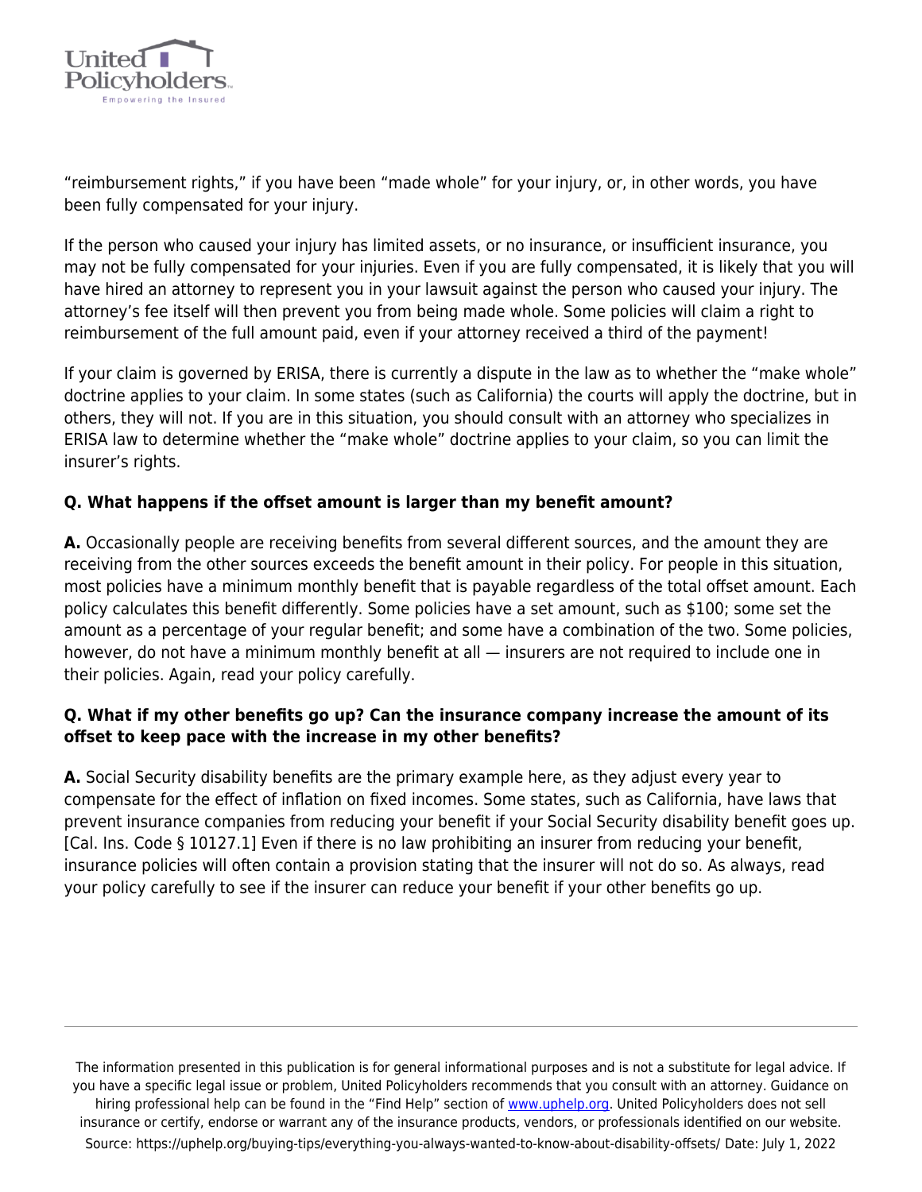“reimbursement rights,” if you have been “made whole” for your injury, or, in other words, you have been fully compensated for your injury.

If the person who caused your injury has limited assets, or no insurance, or insufficient insurance, you may not be fully compensated for your injuries. Even if you are fully compensated, it is likely that you will have hired an attorney to represent you in your lawsuit against the person who caused your injury. The attorney’s fee itself will then prevent you from being made whole. Some policies will claim a right to reimbursement of the full amount paid, even if your attorney received a third of the payment!

If your claim is governed by ERISA, there is currently a dispute in the law as to whether the “make whole” doctrine applies to your claim. In some states (such as California) the courts will apply the doctrine, but in others, they will not. If you are in this situation, you should consult with an attorney who specializes in ERISA law to determine whether the “make whole” doctrine applies to your claim, so you can limit the insurer’s rights.

**Q. What happens if the offset amount is larger than my benefit amount?**

**A.** Occasionally people are receiving benefits from several different sources, and the amount they are receiving from the other sources exceeds the benefit amount in their policy. For people in this situation, most policies have a minimum monthly benefit that is payable regardless of the total offset amount. Each policy calculates this benefit differently. Some policies have a set amount, such as $100; some set the amount as a percentage of your regular benefit; and some have a combination of the two. Some policies, however, do not have a minimum monthly benefit at all — insurers are not required to include one in their policies. Again, read your policy carefully.

**Q. What if my other benefits go up? Can the insurance company increase the amount of its offset to keep pace with the increase in my other benefits?**

**A.** Social Security disability benefits are the primary example here, as they adjust every year to compensate for the effect of inflation on fixed incomes. Some states, such as California, have laws that prevent insurance companies from reducing your benefit if your Social Security disability benefit goes up. [Cal. Ins. Code § 10127.1] Even if there is no law prohibiting an insurer from reducing your benefit, insurance policies will often contain a provision stating that the insurer will not do so. As always, read your policy carefully to see if the insurer can reduce your benefit if your other benefits go up.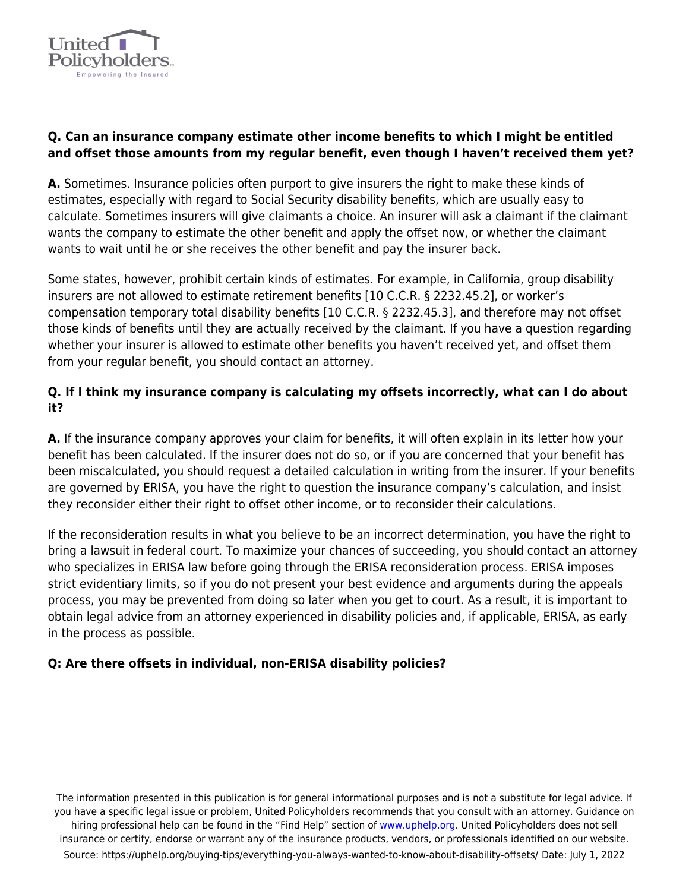**Q. Can an insurance company estimate other income benefits to which I might be entitled and offset those amounts from my regular benefit, even though I haven't received them yet?**

**A.** Sometimes. Insurance policies often purport to give insurers the right to make these kinds of estimates, especially with regard to Social Security disability benefits, which are usually easy to calculate. Sometimes insurers will give claimants a choice. An insurer will ask a claimant if the claimant wants the company to estimate the other benefit and apply the offset now, or whether the claimant wants to wait until he or she receives the other benefit and pay the insurer back.

Some states, however, prohibit certain kinds of estimates. For example, in California, group disability insurers are not allowed to estimate retirement benefits [10 C.C.R. § 2232.45.2], or worker's compensation temporary total disability benefits [10 C.C.R. § 2232.45.3], and therefore may not offset those kinds of benefits until they are actually received by the claimant. If you have a question regarding whether your insurer is allowed to estimate other benefits you haven't received yet, and offset them from your regular benefit, you should contact an attorney.

**Q. If I think my insurance company is calculating my offsets incorrectly, what can I do about it?**

**A.** If the insurance company approves your claim for benefits, it will often explain in its letter how your benefit has been calculated. If the insurer does not do so, or if you are concerned that your benefit has been miscalculated, you should request a detailed calculation in writing from the insurer. If your benefits are governed by ERISA, you have the right to question the insurance company's calculation, and insist they reconsider either their right to offset other income, or to reconsider their calculations.

If the reconsideration results in what you believe to be an incorrect determination, you have the right to bring a lawsuit in federal court. To maximize your chances of succeeding, you should contact an attorney who specializes in ERISA law before going through the ERISA reconsideration process. ERISA imposes strict evidentiary limits, so if you do not present your best evidence and arguments during the appeals process, you may be prevented from doing so later when you get to court. As a result, it is important to obtain legal advice from an attorney experienced in disability policies and, if applicable, ERISA, as early in the process as possible.

**Q: Are there offsets in individual, non-ERISA disability policies?**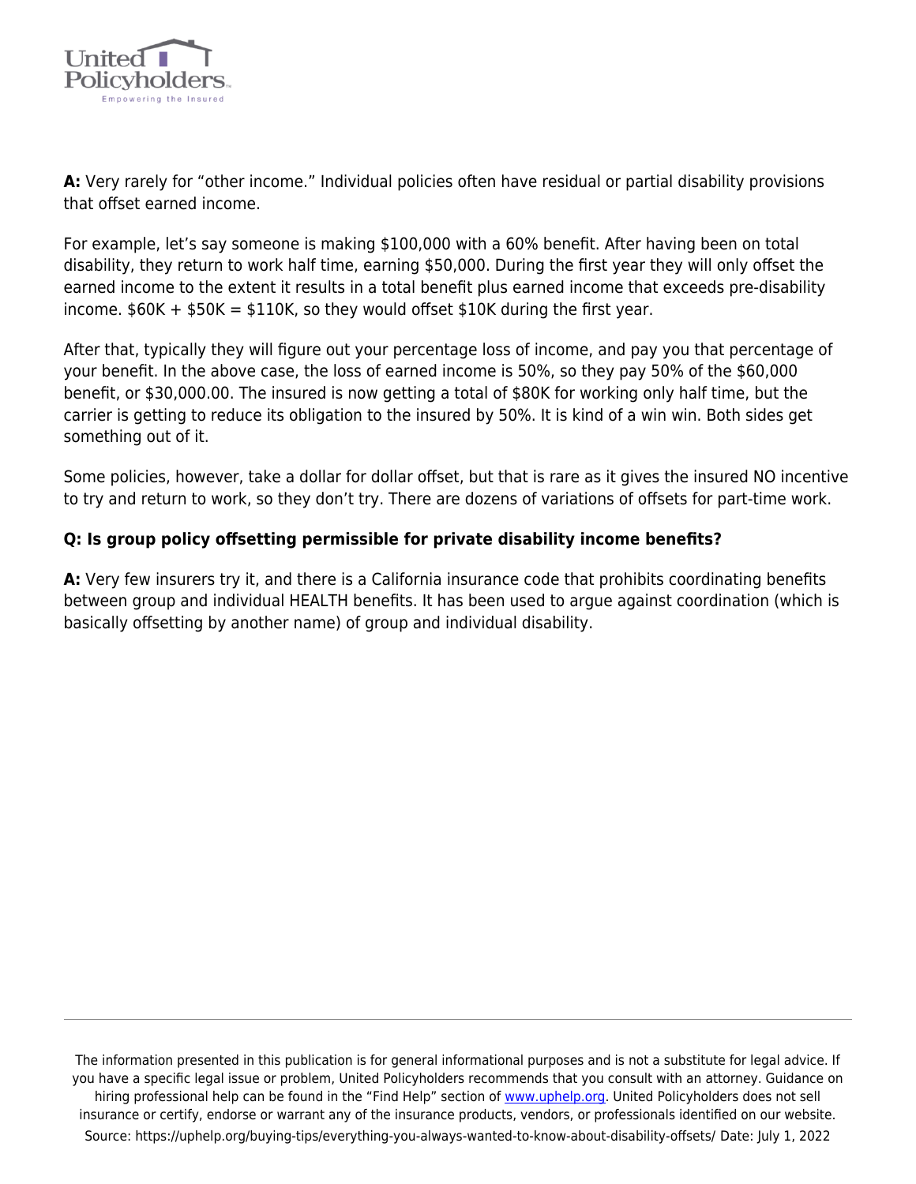**A:** Very rarely for "other income." Individual policies often have residual or partial disability provisions that offset earned income.

For example, let's say someone is making $100,000 with a 60% benefit. After having been on total disability, they return to work half time, earning $50,000. During the first year they will only offset the earned income to the extent it results in a total benefit plus earned income that exceeds pre-disability income. $60K + $50K = $110K, so they would offset $10K during the first year.

After that, typically they will figure out your percentage loss of income, and pay you that percentage of your benefit. In the above case, the loss of earned income is 50%, so they pay 50% of the $60,000 benefit, or $30,000.00. The insured is now getting a total of $80K for working only half time, but the carrier is getting to reduce its obligation to the insured by 50%. It is kind of a win win. Both sides get something out of it.

Some policies, however, take a dollar for dollar offset, but that is rare as it gives the insured NO incentive to try and return to work, so they don't try. There are dozens of variations of offsets for part-time work.

**Q: Is group policy offsetting permissible for private disability income benefits?**

**A:** Very few insurers try it, and there is a California insurance code that prohibits coordinating benefits between group and individual HEALTH benefits. It has been used to argue against coordination (which is basically offsetting by another name) of group and individual disability.

The information presented in this publication is for general informational purposes and is not a substitute for legal advice. If you have a specific legal issue or problem, United Policyholders recommends that you consult with an attorney. Guidance on hiring professional help can be found in the "Find Help" section of www.uphelp.org. United Policyholders does not sell insurance or certify, endorse or warrant any of the insurance products, vendors, or professionals identified on our website.

Source: https://uphelp.org/buying-tips/everything-you-always-wanted-to-know-about-disability-offsets/ Date: July 1, 2022